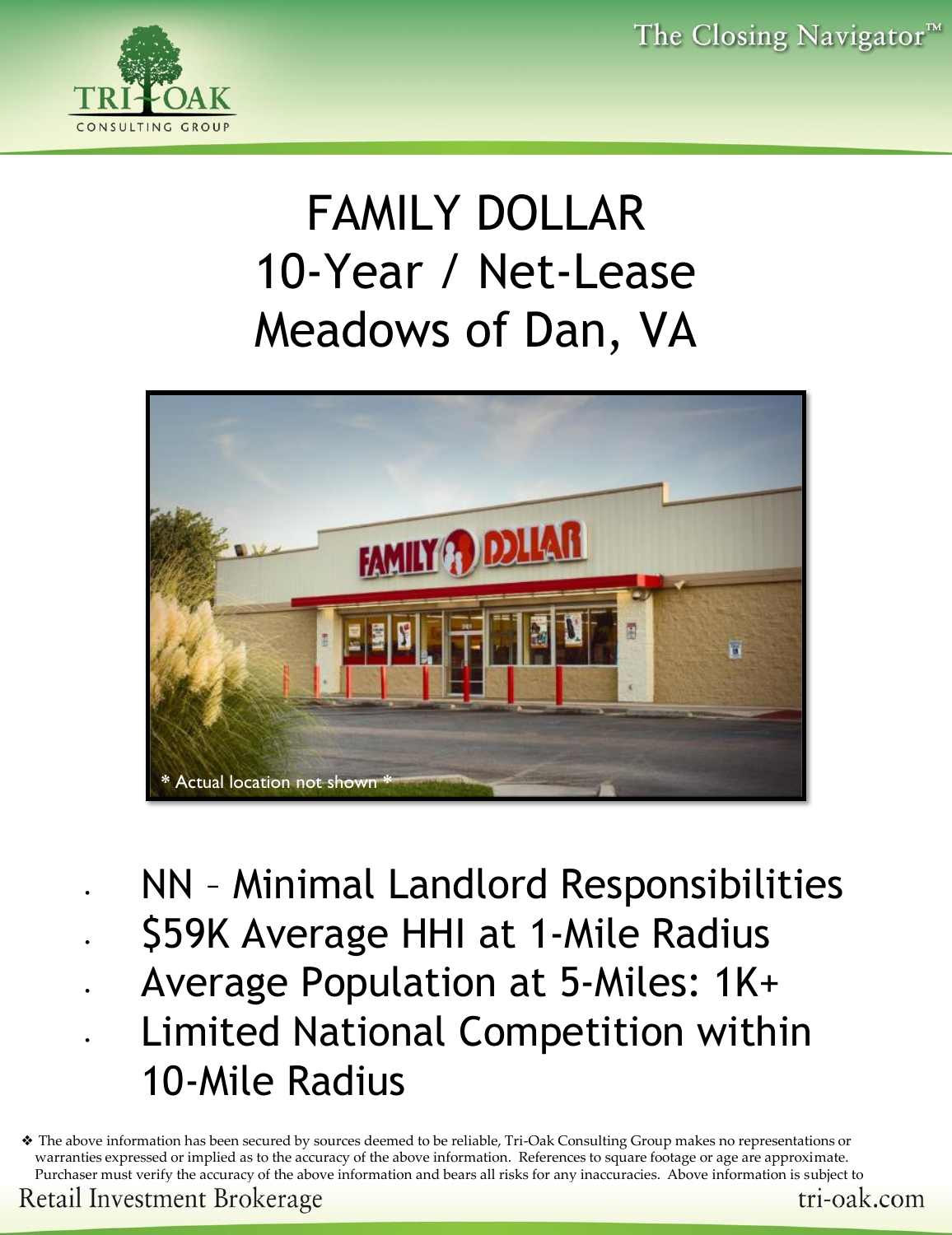# FAMILY DOLLAR
# 10-Year / Net-Lease
# Meadows of Dan, VA

\* Actual location not shown \*

- NN – Minimal Landlord Responsibilities
- $59K Average HHI at 1-Mile Radius
- Average Population at 5-Miles: 1K+
- Limited National Competition within 10-Mile Radius

❖ The above information has been secured by sources deemed to be reliable, Tri-Oak Consulting Group makes no representations or warranties expressed or implied as to the accuracy of the above information. References to square footage or age are approximate. Purchaser must verify the accuracy of the above information and bears all risks for any inaccuracies. Above information is subject to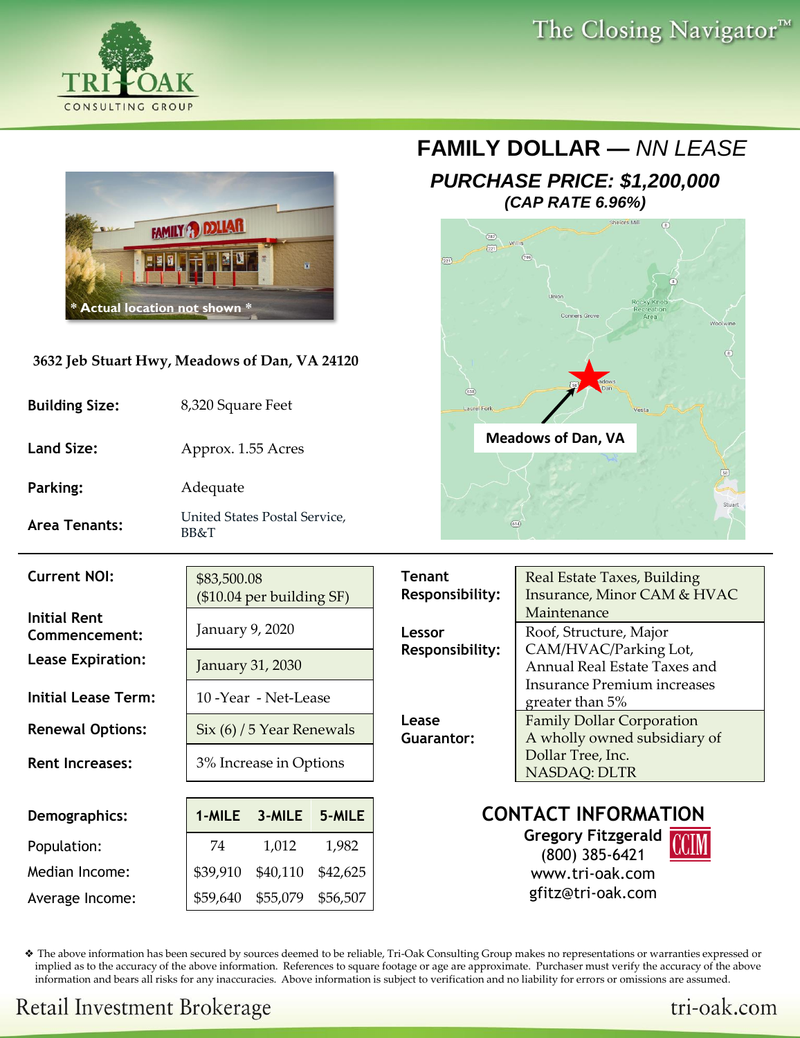# FAMILY DOLLAR — *NN LEASE*

## *PURCHASE PRICE: $1,200,000*

***(CAP RATE 6.96%)***

\* Actual location not shown \*

**3632 Jeb Stuart Hwy, Meadows of Dan, VA 24120**

| | |
|---|---|
| **Building Size:** | 8,320 Square Feet |
| **Land Size:** | Approx. 1.55 Acres |
| **Parking:** | Adequate |
| **Area Tenants:** | United States Postal Service, BB&T |

**Meadows of Dan, VA**

| | |
|---|---|
| **Current NOI:** | $83,500.08 ($10.04 per building SF) |
| **Initial Rent Commencement:** | January 9, 2020 |
| **Lease Expiration:** | January 31, 2030 |
| **Initial Lease Term:** | 10 -Year - Net-Lease |
| **Renewal Options:** | Six (6) / 5 Year Renewals |
| **Rent Increases:** | 3% Increase in Options |

| | |
|---|---|
| **Tenant Responsibility:** | Real Estate Taxes, Building Insurance, Minor CAM & HVAC Maintenance |
| **Lessor Responsibility:** | Roof, Structure, Major CAM/HVAC/Parking Lot, Annual Real Estate Taxes and Insurance Premium increases greater than 5% |
| **Lease Guarantor:** | Family Dollar Corporation A wholly owned subsidiary of Dollar Tree, Inc. NASDAQ: DLTR |

| **Demographics:** | **1-MILE** | **3-MILE** | **5-MILE** |
|---|---|---|---|
| Population: | 74 | 1,012 | 1,982 |
| Median Income: | $39,910 | $40,110 | $42,625 |
| Average Income: | $59,640 | $55,079 | $56,507 |

## CONTACT INFORMATION

**Gregory Fitzgerald**
(800) 385-6421
www.tri-oak.com
gfitz@tri-oak.com

❖ The above information has been secured by sources deemed to be reliable, Tri-Oak Consulting Group makes no representations or warranties expressed or implied as to the accuracy of the above information. References to square footage or age are approximate. Purchaser must verify the accuracy of the above information and bears all risks for any inaccuracies. Above information is subject to verification and no liability for errors or omissions are assumed.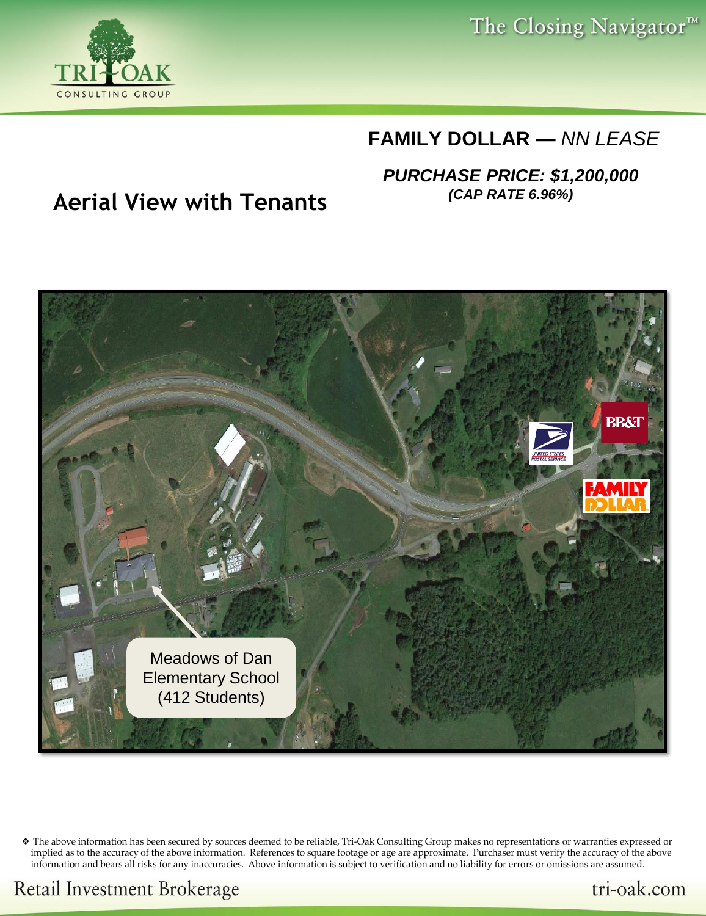## FAMILY DOLLAR — *NN LEASE*

***PURCHASE PRICE: $1,200,000***

***(CAP RATE 6.96%)***

# Aerial View with Tenants

Meadows of Dan Elementary School (412 Students)

❖ The above information has been secured by sources deemed to be reliable, Tri-Oak Consulting Group makes no representations or warranties expressed or implied as to the accuracy of the above information. References to square footage or age are approximate. Purchaser must verify the accuracy of the above information and bears all risks for any inaccuracies. Above information is subject to verification and no liability for errors or omissions are assumed.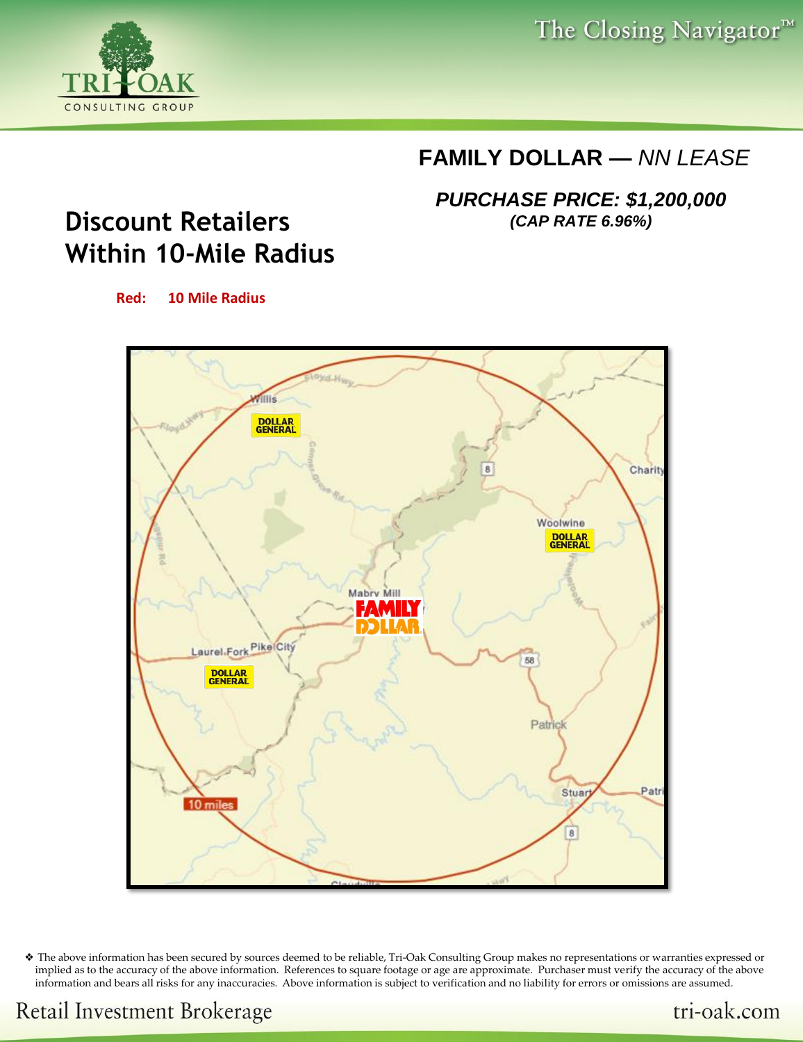## FAMILY DOLLAR — *NN LEASE*

***PURCHASE PRICE: $1,200,000***
***(CAP RATE 6.96%)***

# Discount Retailers Within 10-Mile Radius

**Red: 10 Mile Radius**

❖ The above information has been secured by sources deemed to be reliable, Tri-Oak Consulting Group makes no representations or warranties expressed or implied as to the accuracy of the above information. References to square footage or age are approximate. Purchaser must verify the accuracy of the above information and bears all risks for any inaccuracies. Above information is subject to verification and no liability for errors or omissions are assumed.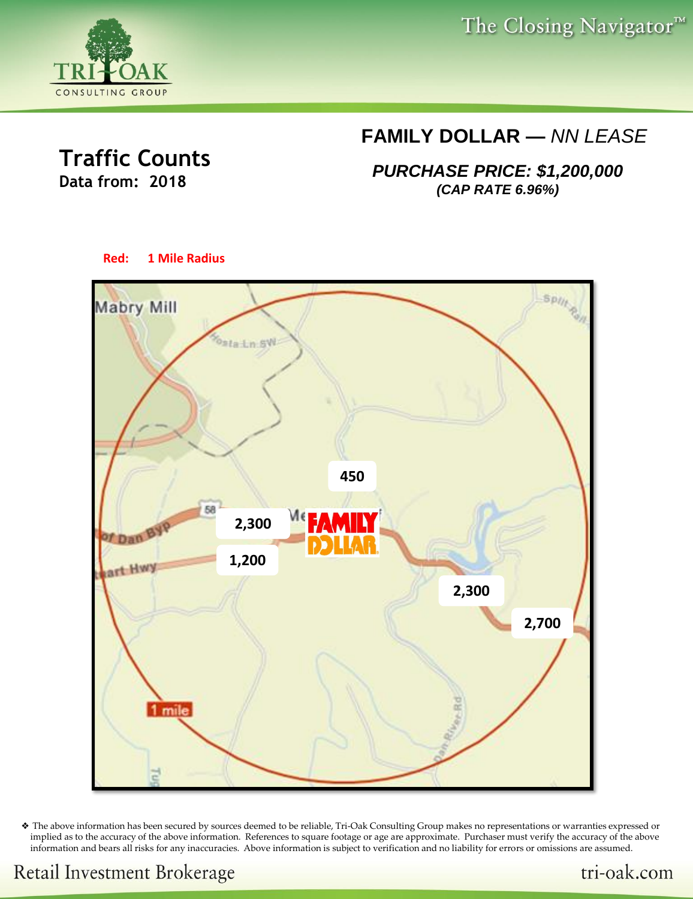# FAMILY DOLLAR — *NN LEASE*

***PURCHASE PRICE: $1,200,000***

***(CAP RATE 6.96%)***

## Traffic Counts

**Data from: 2018**

**Red: 1 Mile Radius**

450

2,300

1,200

2,300

2,700

❖ The above information has been secured by sources deemed to be reliable, Tri-Oak Consulting Group makes no representations or warranties expressed or implied as to the accuracy of the above information. References to square footage or age are approximate. Purchaser must verify the accuracy of the above information and bears all risks for any inaccuracies. Above information is subject to verification and no liability for errors or omissions are assumed.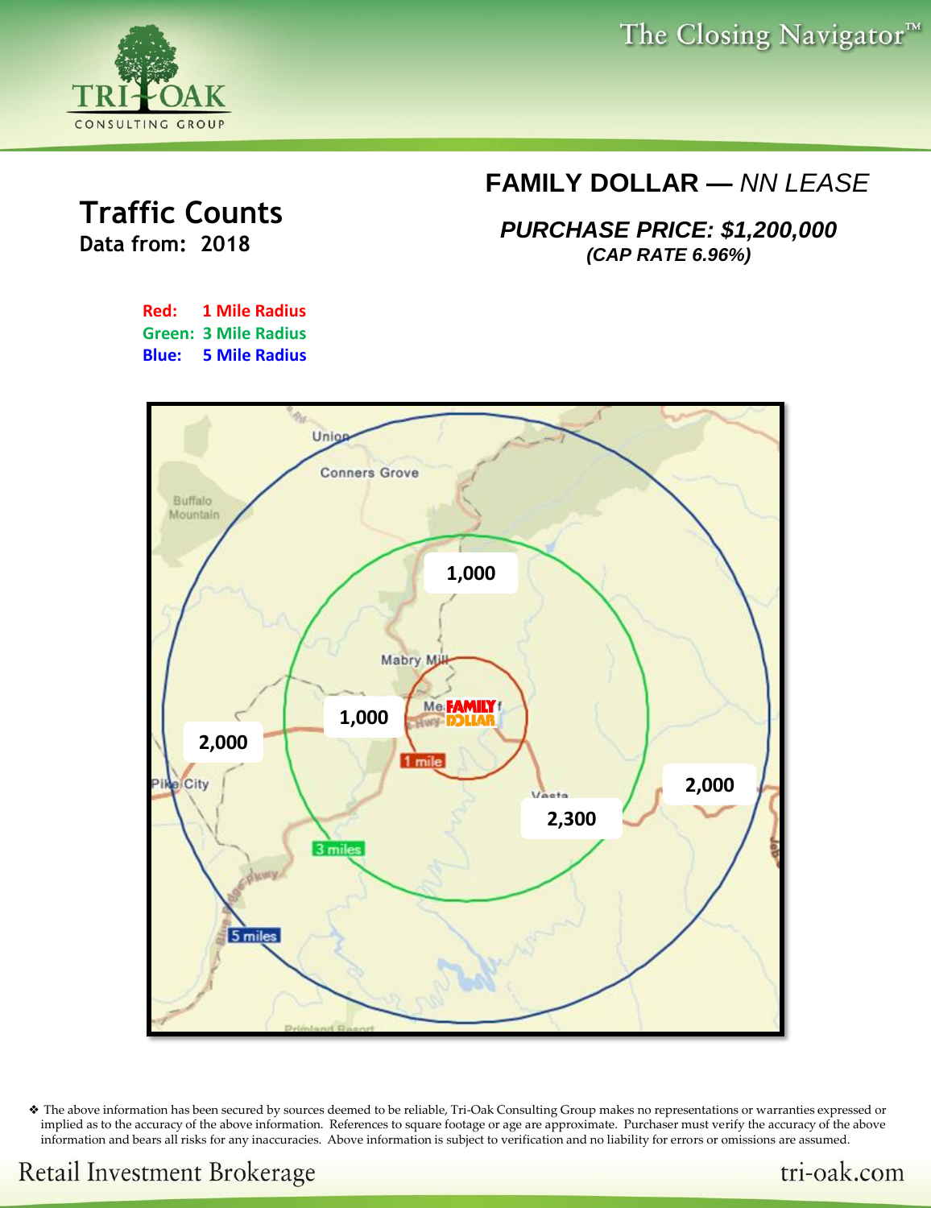# Traffic Counts

**Data from: 2018**

## FAMILY DOLLAR — *NN LEASE*

***PURCHASE PRICE: $1,200,000***

***(CAP RATE 6.96%)***

**Red: 1 Mile Radius**
**Green: 3 Mile Radius**
**Blue: 5 Mile Radius**

❖ The above information has been secured by sources deemed to be reliable, Tri-Oak Consulting Group makes no representations or warranties expressed or implied as to the accuracy of the above information. References to square footage or age are approximate. Purchaser must verify the accuracy of the above information and bears all risks for any inaccuracies. Above information is subject to verification and no liability for errors or omissions are assumed.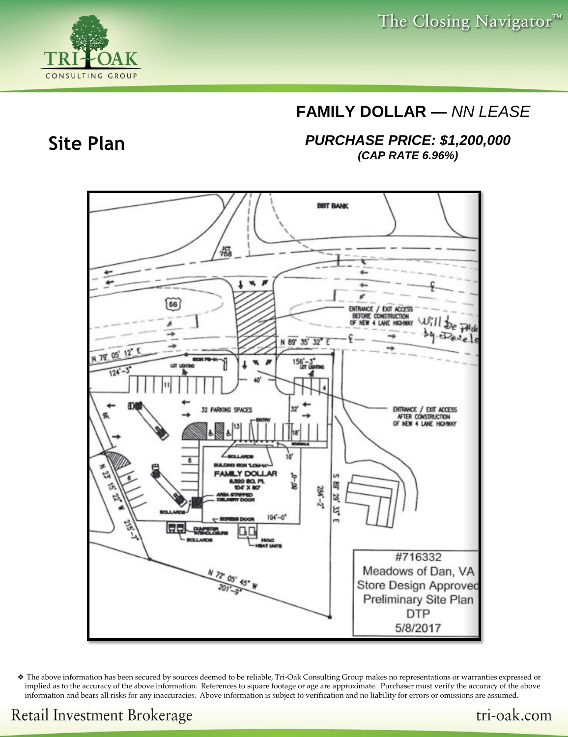## FAMILY DOLLAR — *NN LEASE*

# Site Plan

***PURCHASE PRICE: $1,200,000***
***(CAP RATE 6.96%)***

BBT BANK

JCT 758

56

ENTRANCE / EXIT ACCESS BEFORE CONSTRUCTION OF NEW 4 LANE HIGHWAY Will be Paid by Develo

N 89° 35' 32" E

N 79° 05' 12" E

124'-3"

156'-3"

LOT LIGHTING

40'

32 PARKING SPACES

ENTRANCE / EXIT ACCESS AFTER CONSTRUCTION OF NEW 4 LANE HIGHWAY

ENTRY

BOLLARDS

BUILDING SIGN "LOGO-A"

FAMILY DOLLAR 8,320 SQ. FT. 104' X 80'

AREA STRIPPED DELIVERY DOOR

EGRESS DOOR

104'-0"

DUMPSTER W/ENCLOSURE

HVAC HEAT UNITS

N 23° 15' 22" W 215'-7"

S 89° 29' 33" E 284'-2"

N 72° 05' 45" W 201'-9"

#716332
Meadows of Dan, VA
Store Design Approved
Preliminary Site Plan
DTP
5/8/2017

❖ The above information has been secured by sources deemed to be reliable, Tri-Oak Consulting Group makes no representations or warranties expressed or implied as to the accuracy of the above information. References to square footage or age are approximate. Purchaser must verify the accuracy of the above information and bears all risks for any inaccuracies. Above information is subject to verification and no liability for errors or omissions are assumed.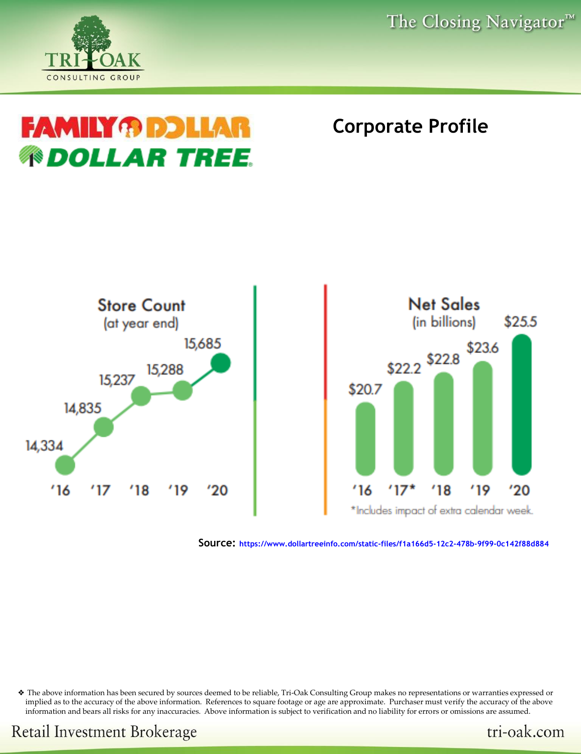## Corporate Profile

### Store Count
(at year end)

| Year | Store Count |
|---|---|
| '16 | 14,334 |
| '17 | 14,835 |
| '18 | 15,237 |
| '19 | 15,288 |
| '20 | 15,685 |

### Net Sales
(in billions)

| Year | Net Sales |
|---|---|
| '16 | $20.7 |
| '17* | $22.2 |
| '18 | $22.8 |
| '19 | $23.6 |
| '20 | $25.5 |

*Includes impact of extra calendar week.

**Source:** https://www.dollartreeinfo.com/static-files/f1a166d5-12c2-478b-9f99-0c142f88d884

❖ The above information has been secured by sources deemed to be reliable, Tri-Oak Consulting Group makes no representations or warranties expressed or implied as to the accuracy of the above information. References to square footage or age are approximate. Purchaser must verify the accuracy of the above information and bears all risks for any inaccuracies. Above information is subject to verification and no liability for errors or omissions are assumed.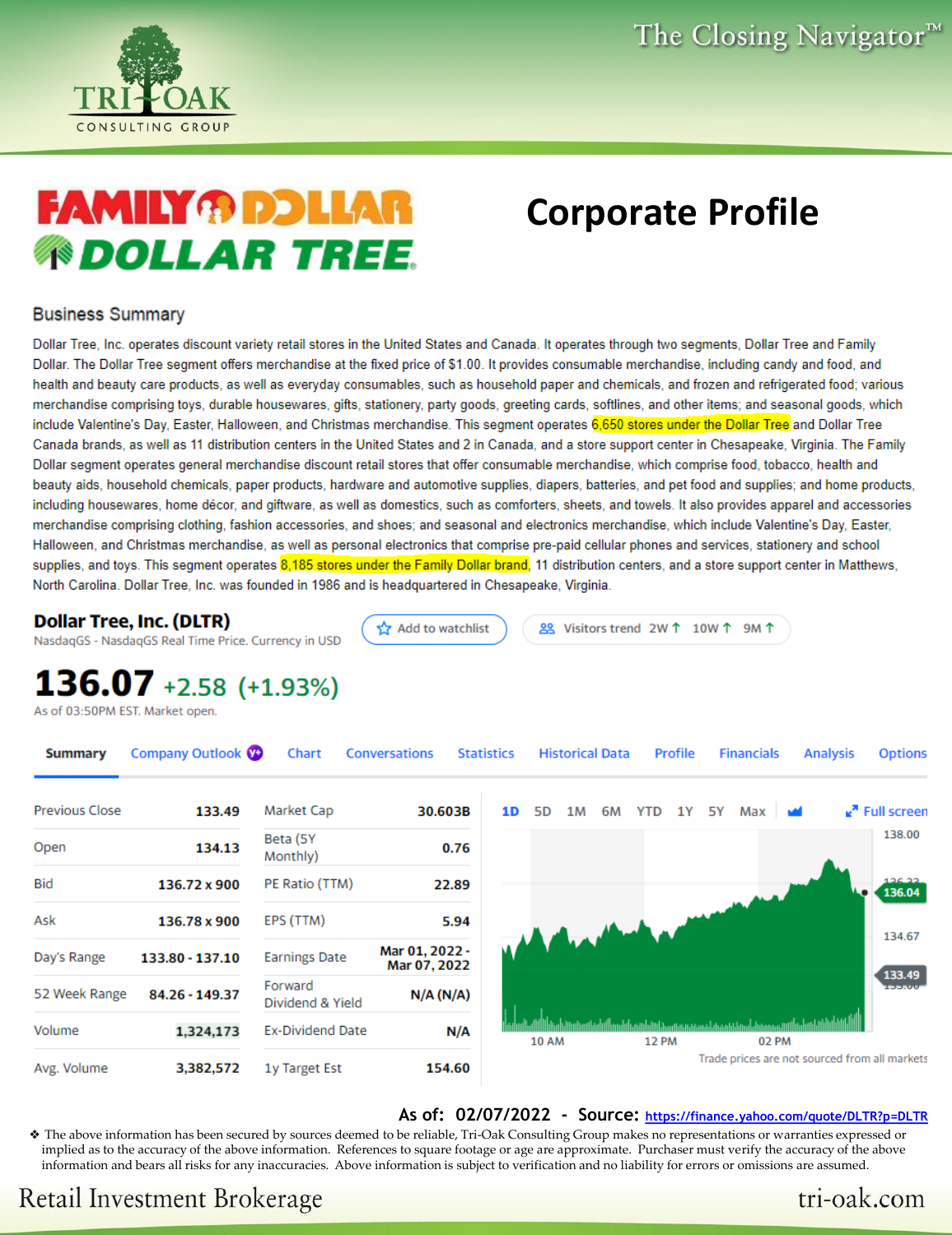# Corporate Profile

## Business Summary

Dollar Tree, Inc. operates discount variety retail stores in the United States and Canada. It operates through two segments, Dollar Tree and Family Dollar. The Dollar Tree segment offers merchandise at the fixed price of $1.00. It provides consumable merchandise, including candy and food, and health and beauty care products, as well as everyday consumables, such as household paper and chemicals, and frozen and refrigerated food; various merchandise comprising toys, durable housewares, gifts, stationery, party goods, greeting cards, softlines, and other items; and seasonal goods, which include Valentine's Day, Easter, Halloween, and Christmas merchandise. This segment operates 6,650 stores under the Dollar Tree and Dollar Tree Canada brands, as well as 11 distribution centers in the United States and 2 in Canada, and a store support center in Chesapeake, Virginia. The Family Dollar segment operates general merchandise discount retail stores that offer consumable merchandise, which comprise food, tobacco, health and beauty aids, household chemicals, paper products, hardware and automotive supplies, diapers, batteries, and pet food and supplies; and home products, including housewares, home décor, and giftware, as well as domestics, such as comforters, sheets, and towels. It also provides apparel and accessories merchandise comprising clothing, fashion accessories, and shoes; and seasonal and electronics merchandise, which include Valentine's Day, Easter, Halloween, and Christmas merchandise, as well as personal electronics that comprise pre-paid cellular phones and services, stationery and school supplies, and toys. This segment operates 8,185 stores under the Family Dollar brand, 11 distribution centers, and a store support center in Matthews, North Carolina. Dollar Tree, Inc. was founded in 1986 and is headquartered in Chesapeake, Virginia.

**Dollar Tree, Inc. (DLTR)**
NasdaqGS - NasdaqGS Real Time Price. Currency in USD

Add to watchlist | Visitors trend 2W ↑ 10W ↑ 9M ↑

**136.07** +2.58 (+1.93%)
As of 03:50PM EST. Market open.

Summary | Company Outlook | Chart | Conversations | Statistics | Historical Data | Profile | Financials | Analysis | Options

| | | | |
|---|---|---|---|
| Previous Close | 133.49 | Market Cap | 30.603B |
| Open | 134.13 | Beta (5Y Monthly) | 0.76 |
| Bid | 136.72 x 900 | PE Ratio (TTM) | 22.89 |
| Ask | 136.78 x 900 | EPS (TTM) | 5.94 |
| Day's Range | 133.80 - 137.10 | Earnings Date | Mar 01, 2022 - Mar 07, 2022 |
| 52 Week Range | 84.26 - 149.37 | Forward Dividend & Yield | N/A (N/A) |
| Volume | 1,324,173 | Ex-Dividend Date | N/A |
| Avg. Volume | 3,382,572 | 1y Target Est | 154.60 |

1D 5D 1M 6M YTD 1Y 5Y Max Full screen

138.00
136.04
134.67
133.49

10 AM 12 PM 02 PM

Trade prices are not sourced from all markets

**As of: 02/07/2022 - Source:** https://finance.yahoo.com/quote/DLTR?p=DLTR

❖ The above information has been secured by sources deemed to be reliable, Tri-Oak Consulting Group makes no representations or warranties expressed or implied as to the accuracy of the above information. References to square footage or age are approximate. Purchaser must verify the accuracy of the above information and bears all risks for any inaccuracies. Above information is subject to verification and no liability for errors or omissions are assumed.